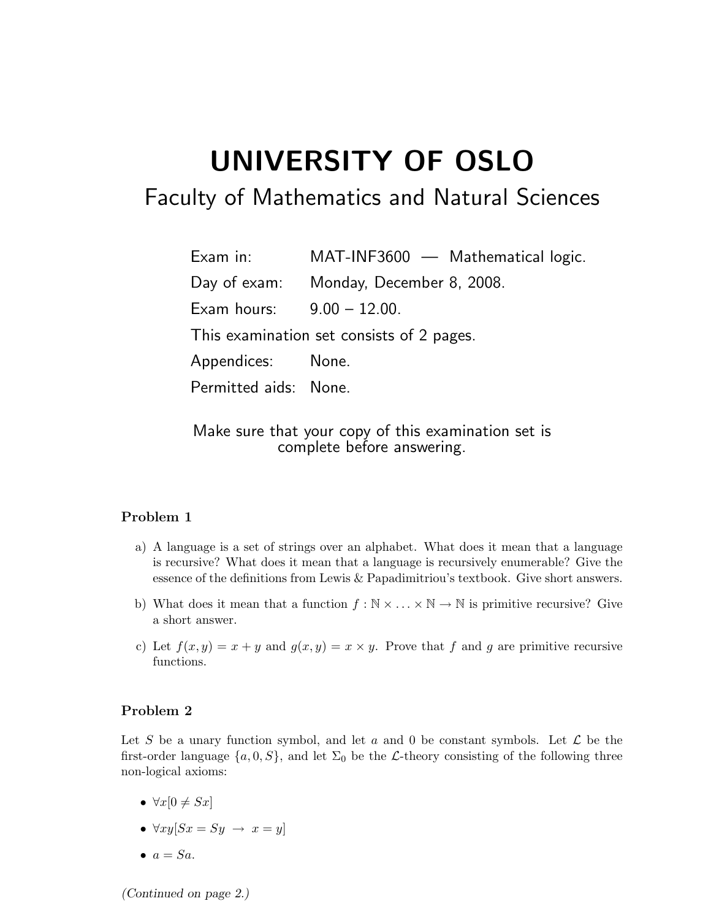# UNIVERSITY OF OSLO

## Faculty of Mathematics and Natural Sciences

Exam in: MAT-INF3600 — Mathematical logic.

Day of exam: Monday, December 8, 2008.

Exam hours: 9.00 – 12.00.

This examination set consists of 2 pages.

Appendices: None.

Permitted aids: None.

Make sure that your copy of this examination set is complete before answering.

### Problem 1

a) A language is a set of strings over an alphabet. What does it mean that a language is recursive? What does it mean that a language is recursively enumerable? Give the essence of the definitions from Lewis & Papadimitriou's textbook. Give short answers.

b) What does it mean that a function $f : \mathbb{N} \times \ldots \times \mathbb{N} \to \mathbb{N}$ is primitive recursive? Give a short answer.

c) Let $f(x, y) = x + y$ and $g(x, y) = x \times y$. Prove that $f$ and $g$ are primitive recursive functions.

### Problem 2

Let $S$ be a unary function symbol, and let $a$ and $0$ be constant symbols. Let $\mathcal{L}$ be the first-order language $\{a, 0, S\}$, and let $\Sigma_0$ be the $\mathcal{L}$-theory consisting of the following three non-logical axioms:

- $\forall x[0 \neq Sx]$
- $\forall xy[Sx = Sy \;\rightarrow\; x = y]$
- $a = Sa$.

*(Continued on page 2.)*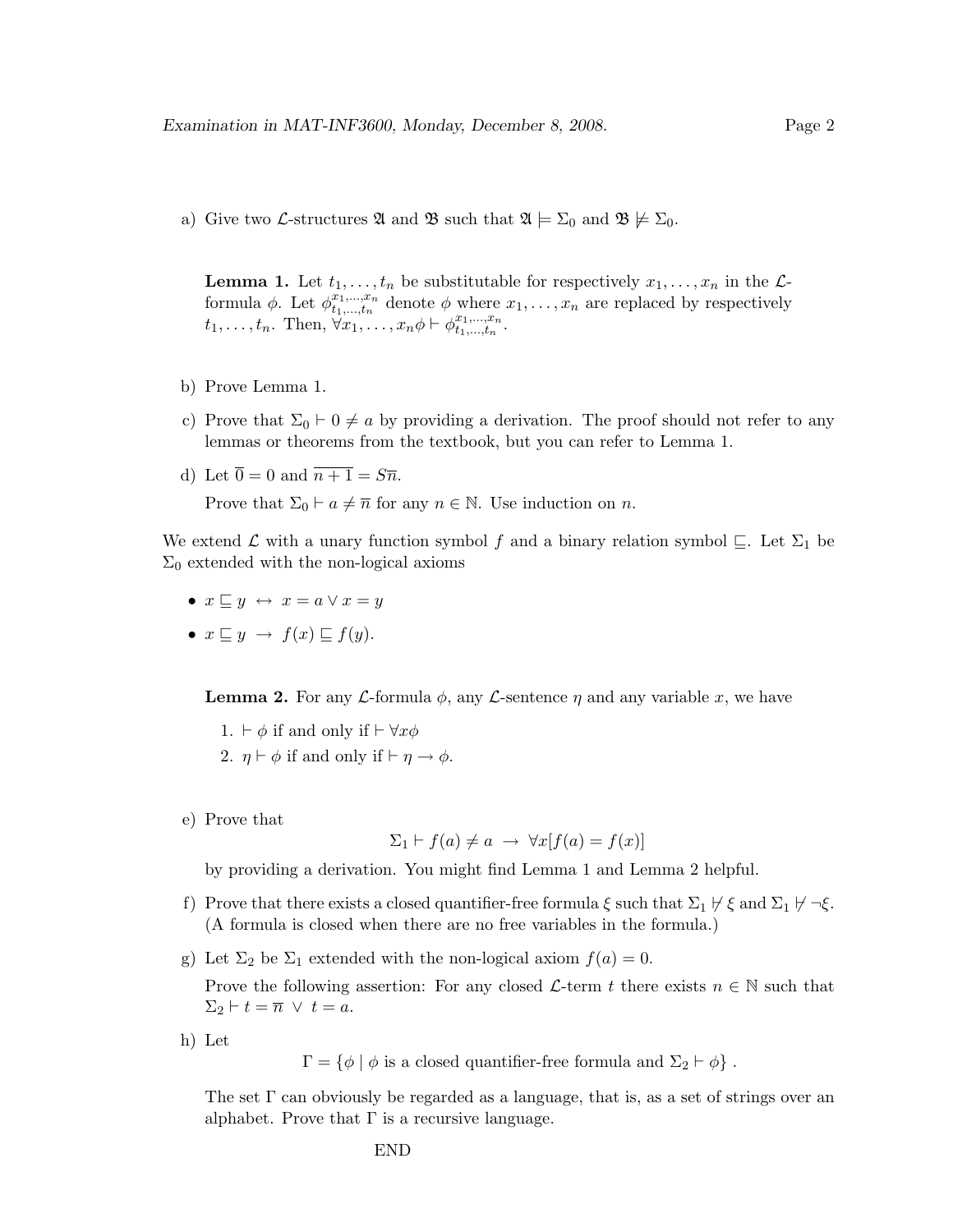a) Give two $\mathcal{L}$-structures $\mathfrak{A}$ and $\mathfrak{B}$ such that $\mathfrak{A} \models \Sigma_0$ and $\mathfrak{B} \not\models \Sigma_0$.

> **Lemma 1.** Let $t_1, \ldots, t_n$ be substitutable for respectively $x_1, \ldots, x_n$ in the $\mathcal{L}$-formula $\phi$. Let $\phi^{x_1,\ldots,x_n}_{t_1,\ldots,t_n}$ denote $\phi$ where $x_1, \ldots, x_n$ are replaced by respectively $t_1, \ldots, t_n$. Then, $\forall x_1, \ldots, x_n \phi \vdash \phi^{x_1,\ldots,x_n}_{t_1,\ldots,t_n}$.

b) Prove Lemma 1.

c) Prove that $\Sigma_0 \vdash 0 \neq a$ by providing a derivation. The proof should not refer to any lemmas or theorems from the textbook, but you can refer to Lemma 1.

d) Let $\overline{0} = 0$ and $\overline{n+1} = S\overline{n}$.

   Prove that $\Sigma_0 \vdash a \neq \overline{n}$ for any $n \in \mathbb{N}$. Use induction on $n$.

We extend $\mathcal{L}$ with a unary function symbol $f$ and a binary relation symbol $\sqsubseteq$. Let $\Sigma_1$ be $\Sigma_0$ extended with the non-logical axioms

- $x \sqsubseteq y \;\leftrightarrow\; x = a \vee x = y$
- $x \sqsubseteq y \;\rightarrow\; f(x) \sqsubseteq f(y)$.

> **Lemma 2.** For any $\mathcal{L}$-formula $\phi$, any $\mathcal{L}$-sentence $\eta$ and any variable $x$, we have
>
> 1. $\vdash \phi$ if and only if $\vdash \forall x \phi$
> 2. $\eta \vdash \phi$ if and only if $\vdash \eta \rightarrow \phi$.

e) Prove that

$$\Sigma_1 \vdash f(a) \neq a \;\rightarrow\; \forall x[f(a) = f(x)]$$

   by providing a derivation. You might find Lemma 1 and Lemma 2 helpful.

f) Prove that there exists a closed quantifier-free formula $\xi$ such that $\Sigma_1 \not\vdash \xi$ and $\Sigma_1 \not\vdash \neg\xi$. (A formula is closed when there are no free variables in the formula.)

g) Let $\Sigma_2$ be $\Sigma_1$ extended with the non-logical axiom $f(a) = 0$.

   Prove the following assertion: For any closed $\mathcal{L}$-term $t$ there exists $n \in \mathbb{N}$ such that $\Sigma_2 \vdash t = \overline{n} \;\vee\; t = a$.

h) Let

$$\Gamma = \{\phi \mid \phi \text{ is a closed quantifier-free formula and } \Sigma_2 \vdash \phi\}\,.$$

   The set $\Gamma$ can obviously be regarded as a language, that is, as a set of strings over an alphabet. Prove that $\Gamma$ is a recursive language.

END